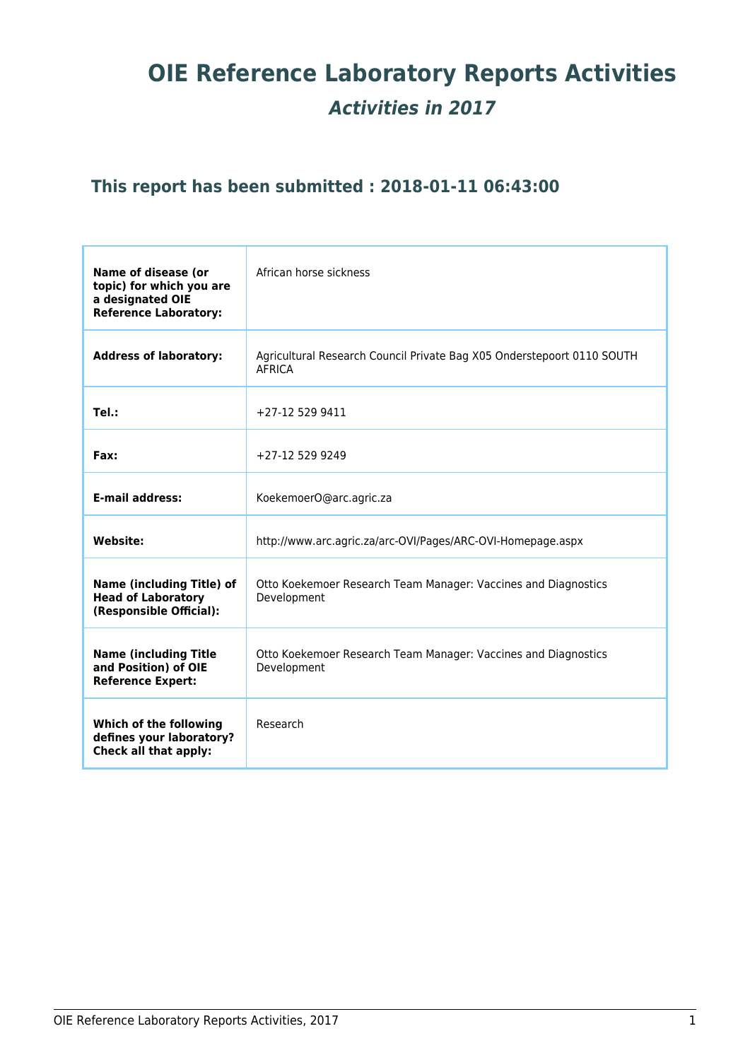# OIE Reference Laboratory Reports Activities

## *Activities in 2017*

### This report has been submitted : 2018-01-11 06:43:00

| | |
|---|---|
| **Name of disease (or topic) for which you are a designated OIE Reference Laboratory:** | African horse sickness |
| **Address of laboratory:** | Agricultural Research Council Private Bag X05 Onderstepoort 0110 SOUTH AFRICA |
| **Tel.:** | +27-12 529 9411 |
| **Fax:** | +27-12 529 9249 |
| **E-mail address:** | KoekemoerO@arc.agric.za |
| **Website:** | http://www.arc.agric.za/arc-OVI/Pages/ARC-OVI-Homepage.aspx |
| **Name (including Title) of Head of Laboratory (Responsible Official):** | Otto Koekemoer Research Team Manager: Vaccines and Diagnostics Development |
| **Name (including Title and Position) of OIE Reference Expert:** | Otto Koekemoer Research Team Manager: Vaccines and Diagnostics Development |
| **Which of the following defines your laboratory? Check all that apply:** | Research |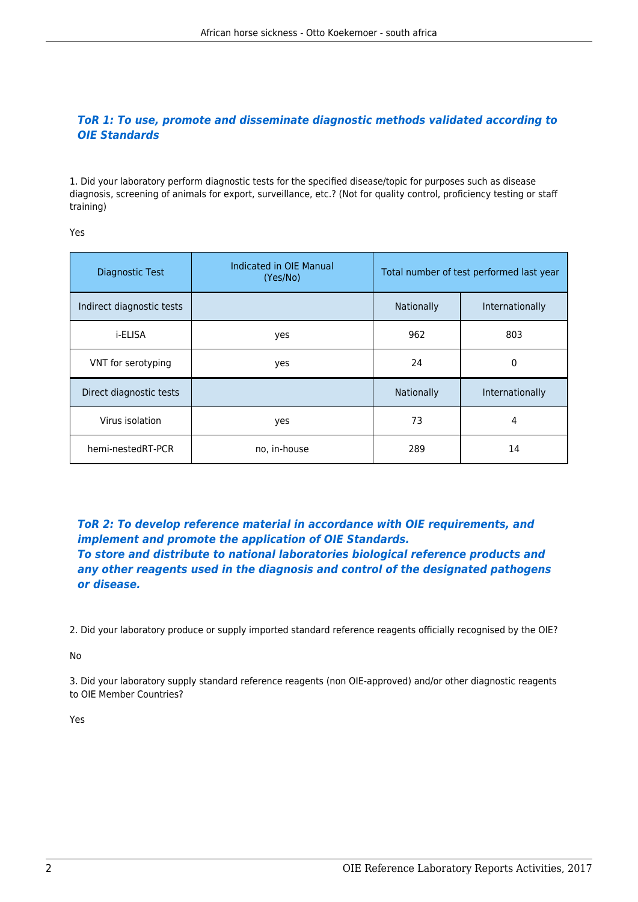### *ToR 1: To use, promote and disseminate diagnostic methods validated according to OIE Standards*

1. Did your laboratory perform diagnostic tests for the specified disease/topic for purposes such as disease diagnosis, screening of animals for export, surveillance, etc.? (Not for quality control, proficiency testing or staff training)

Yes

| Diagnostic Test | Indicated in OIE Manual (Yes/No) | Total number of test performed last year | |
|---|---|---|---|
| Indirect diagnostic tests | | Nationally | Internationally |
| i-ELISA | yes | 962 | 803 |
| VNT for serotyping | yes | 24 | 0 |
| Direct diagnostic tests | | Nationally | Internationally |
| Virus isolation | yes | 73 | 4 |
| hemi-nestedRT-PCR | no, in-house | 289 | 14 |

### *ToR 2: To develop reference material in accordance with OIE requirements, and implement and promote the application of OIE Standards. To store and distribute to national laboratories biological reference products and any other reagents used in the diagnosis and control of the designated pathogens or disease.*

2. Did your laboratory produce or supply imported standard reference reagents officially recognised by the OIE?

No

3. Did your laboratory supply standard reference reagents (non OIE-approved) and/or other diagnostic reagents to OIE Member Countries?

Yes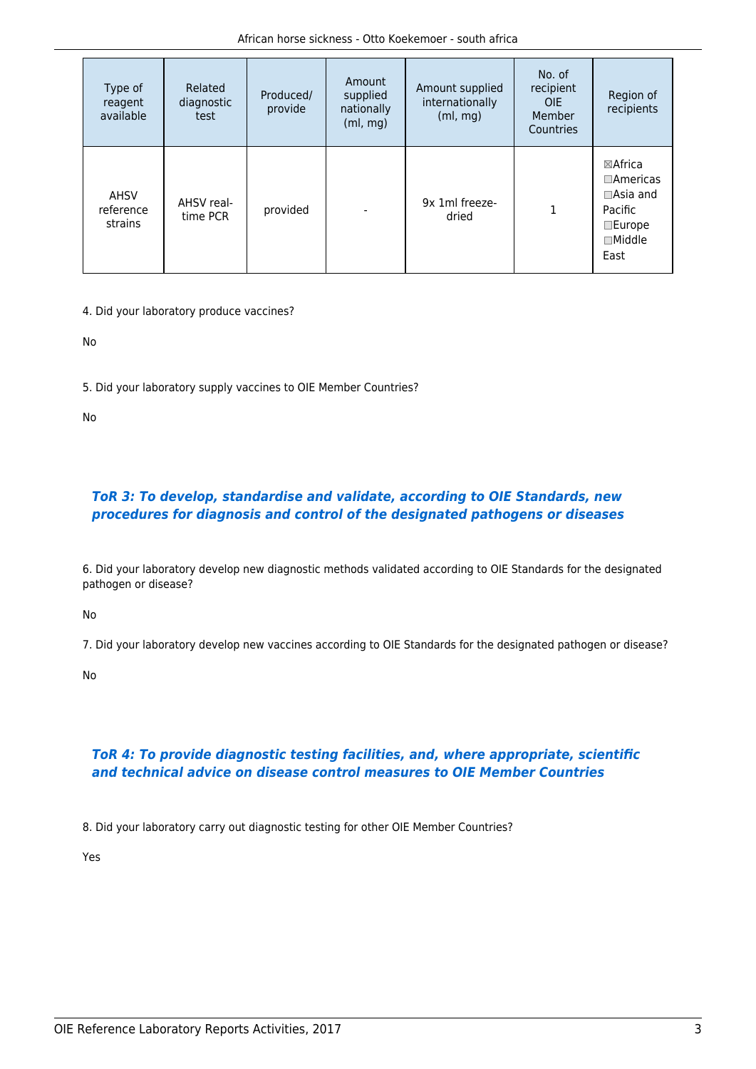| Type of reagent available | Related diagnostic test | Produced/ provide | Amount supplied nationally (ml, mg) | Amount supplied internationally (ml, mg) | No. of recipient OIE Member Countries | Region of recipients |
|---|---|---|---|---|---|---|
| AHSV reference strains | AHSV real-time PCR | provided | - | 9x 1ml freeze-dried | 1 | ☒Africa ☐Americas ☐Asia and Pacific ☐Europe ☐Middle East |

4. Did your laboratory produce vaccines?

No

5. Did your laboratory supply vaccines to OIE Member Countries?

No

### *ToR 3: To develop, standardise and validate, according to OIE Standards, new procedures for diagnosis and control of the designated pathogens or diseases*

6. Did your laboratory develop new diagnostic methods validated according to OIE Standards for the designated pathogen or disease?

No

7. Did your laboratory develop new vaccines according to OIE Standards for the designated pathogen or disease?

No

### *ToR 4: To provide diagnostic testing facilities, and, where appropriate, scientific and technical advice on disease control measures to OIE Member Countries*

8. Did your laboratory carry out diagnostic testing for other OIE Member Countries?

Yes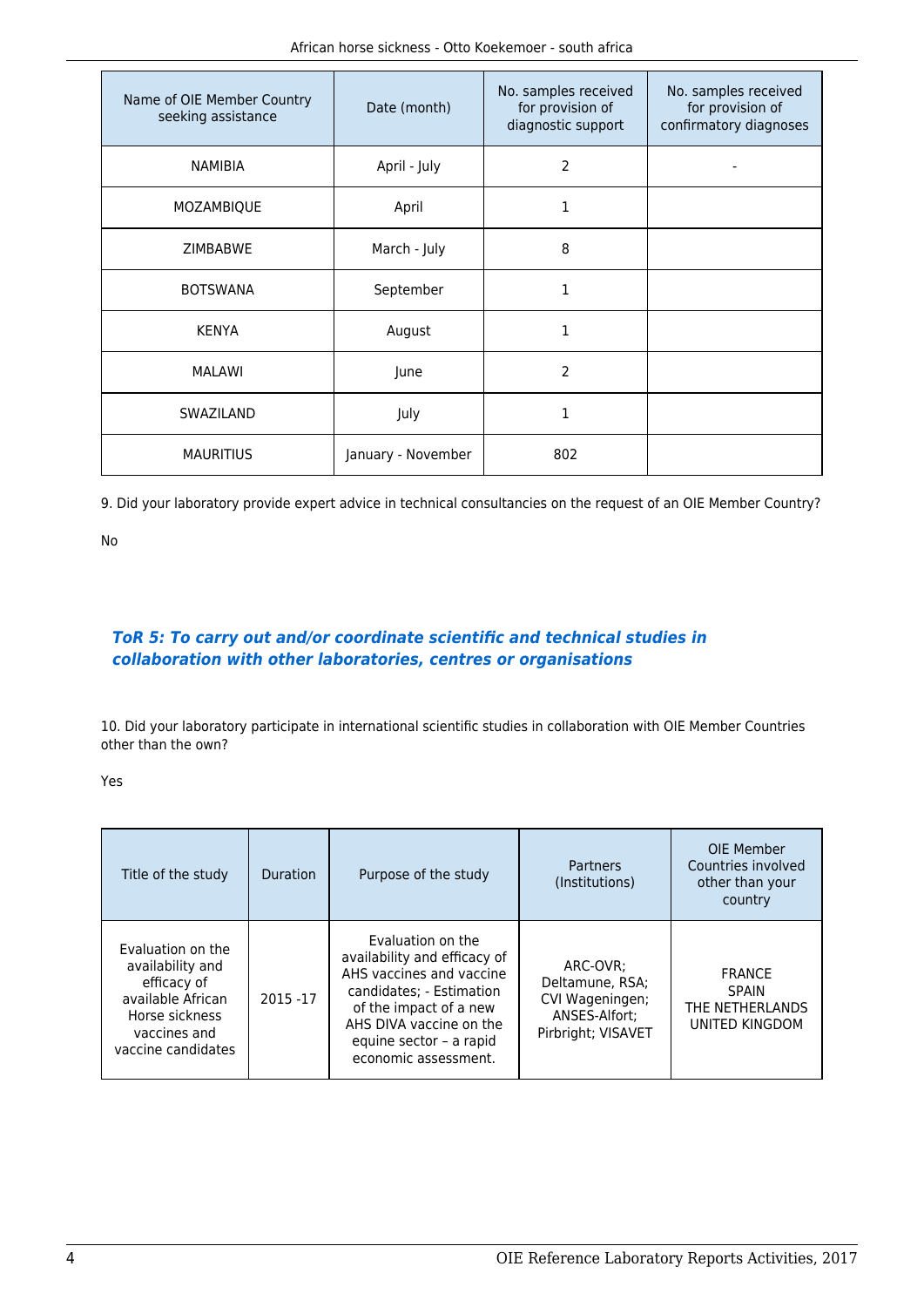| Name of OIE Member Country seeking assistance | Date (month) | No. samples received for provision of diagnostic support | No. samples received for provision of confirmatory diagnoses |
|---|---|---|---|
| NAMIBIA | April - July | 2 | - |
| MOZAMBIQUE | April | 1 | |
| ZIMBABWE | March - July | 8 | |
| BOTSWANA | September | 1 | |
| KENYA | August | 1 | |
| MALAWI | June | 2 | |
| SWAZILAND | July | 1 | |
| MAURITIUS | January - November | 802 | |

9. Did your laboratory provide expert advice in technical consultancies on the request of an OIE Member Country?

No

### *ToR 5: To carry out and/or coordinate scientific and technical studies in collaboration with other laboratories, centres or organisations*

10. Did your laboratory participate in international scientific studies in collaboration with OIE Member Countries other than the own?

Yes

| Title of the study | Duration | Purpose of the study | Partners (Institutions) | OIE Member Countries involved other than your country |
|---|---|---|---|---|
| Evaluation on the availability and efficacy of available African Horse sickness vaccines and vaccine candidates | 2015 -17 | Evaluation on the availability and efficacy of AHS vaccines and vaccine candidates; - Estimation of the impact of a new AHS DIVA vaccine on the equine sector – a rapid economic assessment. | ARC-OVR; Deltamune, RSA; CVI Wageningen; ANSES-Alfort; Pirbright; VISAVET | FRANCE<br>SPAIN<br>THE NETHERLANDS<br>UNITED KINGDOM |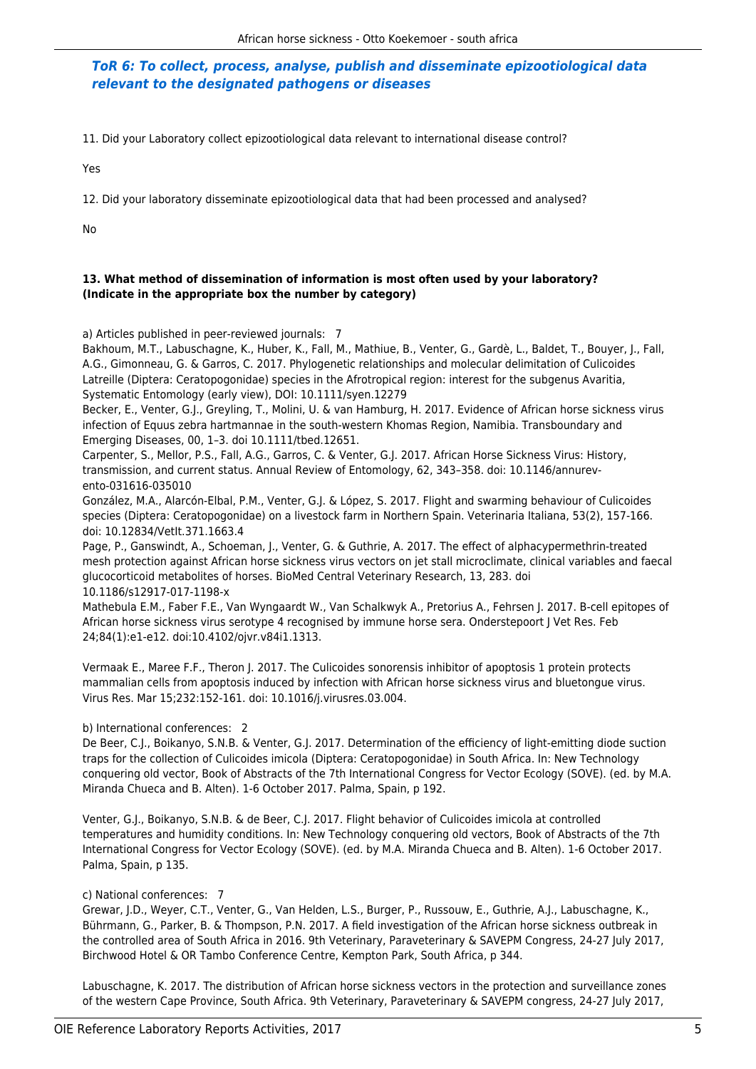### *ToR 6: To collect, process, analyse, publish and disseminate epizootiological data relevant to the designated pathogens or diseases*

11. Did your Laboratory collect epizootiological data relevant to international disease control?

Yes

12. Did your laboratory disseminate epizootiological data that had been processed and analysed?

No

**13. What method of dissemination of information is most often used by your laboratory? (Indicate in the appropriate box the number by category)**

a) Articles published in peer-reviewed journals: 7

Bakhoum, M.T., Labuschagne, K., Huber, K., Fall, M., Mathiue, B., Venter, G., Gardè, L., Baldet, T., Bouyer, J., Fall, A.G., Gimonneau, G. & Garros, C. 2017. Phylogenetic relationships and molecular delimitation of Culicoides Latreille (Diptera: Ceratopogonidae) species in the Afrotropical region: interest for the subgenus Avaritia, Systematic Entomology (early view), DOI: 10.1111/syen.12279

Becker, E., Venter, G.J., Greyling, T., Molini, U. & van Hamburg, H. 2017. Evidence of African horse sickness virus infection of Equus zebra hartmannae in the south-western Khomas Region, Namibia. Transboundary and Emerging Diseases, 00, 1–3. doi 10.1111/tbed.12651.

Carpenter, S., Mellor, P.S., Fall, A.G., Garros, C. & Venter, G.J. 2017. African Horse Sickness Virus: History, transmission, and current status. Annual Review of Entomology, 62, 343–358. doi: 10.1146/annurev-ento-031616-035010

González, M.A., Alarcón-Elbal, P.M., Venter, G.J. & López, S. 2017. Flight and swarming behaviour of Culicoides species (Diptera: Ceratopogonidae) on a livestock farm in Northern Spain. Veterinaria Italiana, 53(2), 157-166. doi: 10.12834/VetIt.371.1663.4

Page, P., Ganswindt, A., Schoeman, J., Venter, G. & Guthrie, A. 2017. The effect of alphacypermethrin-treated mesh protection against African horse sickness virus vectors on jet stall microclimate, clinical variables and faecal glucocorticoid metabolites of horses. BioMed Central Veterinary Research, 13, 283. doi 10.1186/s12917-017-1198-x

Mathebula E.M., Faber F.E., Van Wyngaardt W., Van Schalkwyk A., Pretorius A., Fehrsen J. 2017. B-cell epitopes of African horse sickness virus serotype 4 recognised by immune horse sera. Onderstepoort J Vet Res. Feb 24;84(1):e1-e12. doi:10.4102/ojvr.v84i1.1313.

Vermaak E., Maree F.F., Theron J. 2017. The Culicoides sonorensis inhibitor of apoptosis 1 protein protects mammalian cells from apoptosis induced by infection with African horse sickness virus and bluetongue virus. Virus Res. Mar 15;232:152-161. doi: 10.1016/j.virusres.03.004.

b) International conferences: 2

De Beer, C.J., Boikanyo, S.N.B. & Venter, G.J. 2017. Determination of the efficiency of light-emitting diode suction traps for the collection of Culicoides imicola (Diptera: Ceratopogonidae) in South Africa. In: New Technology conquering old vector, Book of Abstracts of the 7th International Congress for Vector Ecology (SOVE). (ed. by M.A. Miranda Chueca and B. Alten). 1-6 October 2017. Palma, Spain, p 192.

Venter, G.J., Boikanyo, S.N.B. & de Beer, C.J. 2017. Flight behavior of Culicoides imicola at controlled temperatures and humidity conditions. In: New Technology conquering old vectors, Book of Abstracts of the 7th International Congress for Vector Ecology (SOVE). (ed. by M.A. Miranda Chueca and B. Alten). 1-6 October 2017. Palma, Spain, p 135.

c) National conferences: 7

Grewar, J.D., Weyer, C.T., Venter, G., Van Helden, L.S., Burger, P., Russouw, E., Guthrie, A.J., Labuschagne, K., Bührmann, G., Parker, B. & Thompson, P.N. 2017. A field investigation of the African horse sickness outbreak in the controlled area of South Africa in 2016. 9th Veterinary, Paraveterinary & SAVEPM Congress, 24-27 July 2017, Birchwood Hotel & OR Tambo Conference Centre, Kempton Park, South Africa, p 344.

Labuschagne, K. 2017. The distribution of African horse sickness vectors in the protection and surveillance zones of the western Cape Province, South Africa. 9th Veterinary, Paraveterinary & SAVEPM congress, 24-27 July 2017,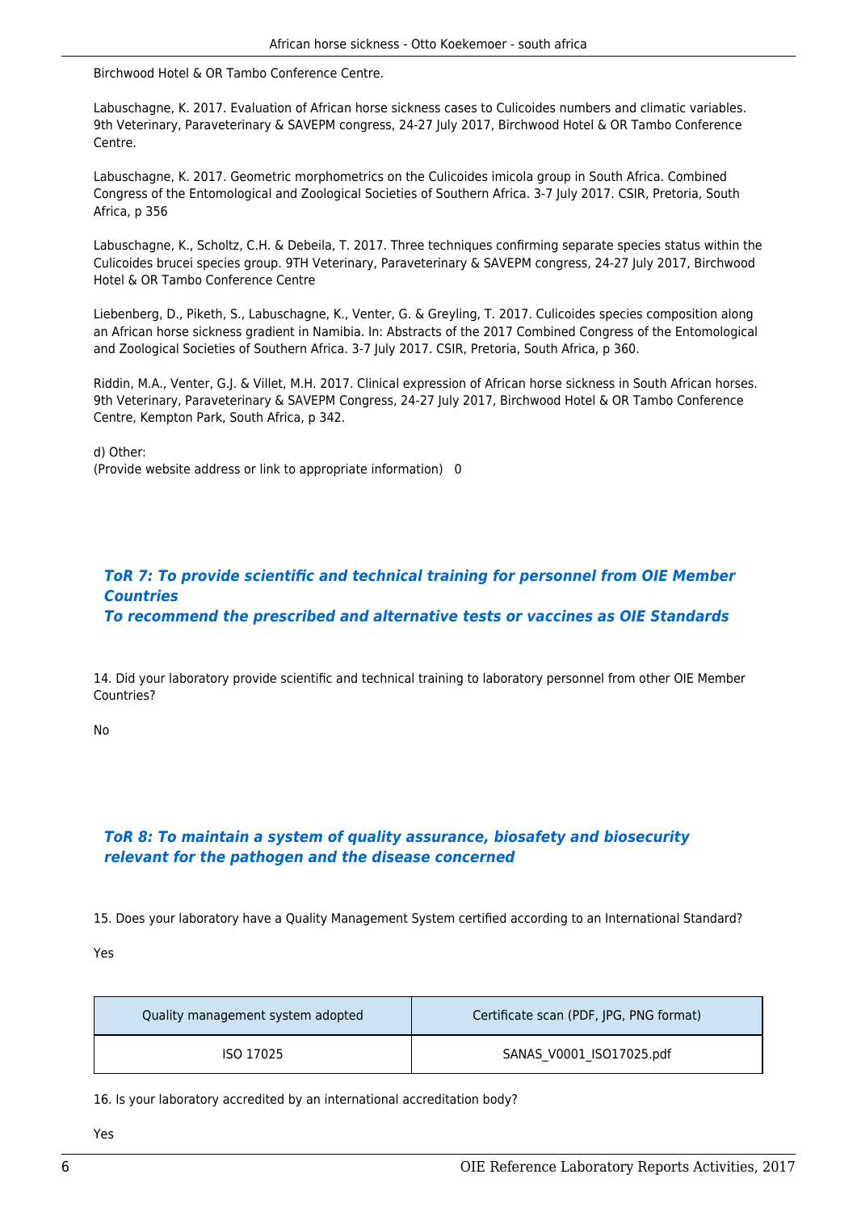Birchwood Hotel & OR Tambo Conference Centre.

Labuschagne, K. 2017. Evaluation of African horse sickness cases to Culicoides numbers and climatic variables. 9th Veterinary, Paraveterinary & SAVEPM congress, 24-27 July 2017, Birchwood Hotel & OR Tambo Conference Centre.

Labuschagne, K. 2017. Geometric morphometrics on the Culicoides imicola group in South Africa. Combined Congress of the Entomological and Zoological Societies of Southern Africa. 3-7 July 2017. CSIR, Pretoria, South Africa, p 356

Labuschagne, K., Scholtz, C.H. & Debeila, T. 2017. Three techniques confirming separate species status within the Culicoides brucei species group. 9TH Veterinary, Paraveterinary & SAVEPM congress, 24-27 July 2017, Birchwood Hotel & OR Tambo Conference Centre

Liebenberg, D., Piketh, S., Labuschagne, K., Venter, G. & Greyling, T. 2017. Culicoides species composition along an African horse sickness gradient in Namibia. In: Abstracts of the 2017 Combined Congress of the Entomological and Zoological Societies of Southern Africa. 3-7 July 2017. CSIR, Pretoria, South Africa, p 360.

Riddin, M.A., Venter, G.J. & Villet, M.H. 2017. Clinical expression of African horse sickness in South African horses. 9th Veterinary, Paraveterinary & SAVEPM Congress, 24-27 July 2017, Birchwood Hotel & OR Tambo Conference Centre, Kempton Park, South Africa, p 342.

d) Other:
(Provide website address or link to appropriate information) 0

### *ToR 7: To provide scientific and technical training for personnel from OIE Member Countries*
### *To recommend the prescribed and alternative tests or vaccines as OIE Standards*

14. Did your laboratory provide scientific and technical training to laboratory personnel from other OIE Member Countries?

No

### *ToR 8: To maintain a system of quality assurance, biosafety and biosecurity relevant for the pathogen and the disease concerned*

15. Does your laboratory have a Quality Management System certified according to an International Standard?

Yes

| Quality management system adopted | Certificate scan (PDF, JPG, PNG format) |
|---|---|
| ISO 17025 | SANAS_V0001_ISO17025.pdf |

16. Is your laboratory accredited by an international accreditation body?

Yes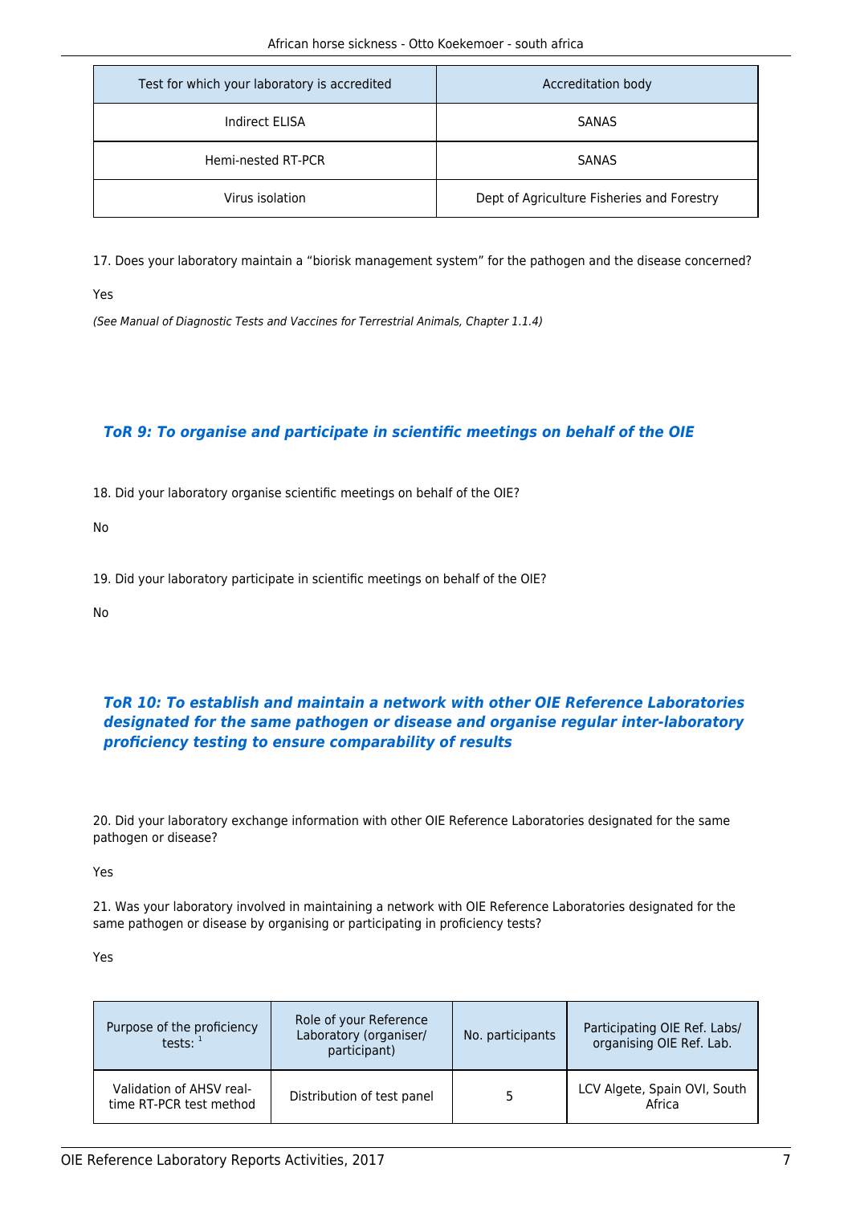| Test for which your laboratory is accredited | Accreditation body |
| --- | --- |
| Indirect ELISA | SANAS |
| Hemi-nested RT-PCR | SANAS |
| Virus isolation | Dept of Agriculture Fisheries and Forestry |

17. Does your laboratory maintain a “biorisk management system” for the pathogen and the disease concerned?

Yes

*(See Manual of Diagnostic Tests and Vaccines for Terrestrial Animals, Chapter 1.1.4)*

### *ToR 9: To organise and participate in scientific meetings on behalf of the OIE*

18. Did your laboratory organise scientific meetings on behalf of the OIE?

No

19. Did your laboratory participate in scientific meetings on behalf of the OIE?

No

### *ToR 10: To establish and maintain a network with other OIE Reference Laboratories designated for the same pathogen or disease and organise regular inter-laboratory proficiency testing to ensure comparability of results*

20. Did your laboratory exchange information with other OIE Reference Laboratories designated for the same pathogen or disease?

Yes

21. Was your laboratory involved in maintaining a network with OIE Reference Laboratories designated for the same pathogen or disease by organising or participating in proficiency tests?

Yes

| Purpose of the proficiency tests: [1] | Role of your Reference Laboratory (organiser/ participant) | No. participants | Participating OIE Ref. Labs/ organising OIE Ref. Lab. |
| --- | --- | --- | --- |
| Validation of AHSV real-time RT-PCR test method | Distribution of test panel | 5 | LCV Algete, Spain OVI, South Africa |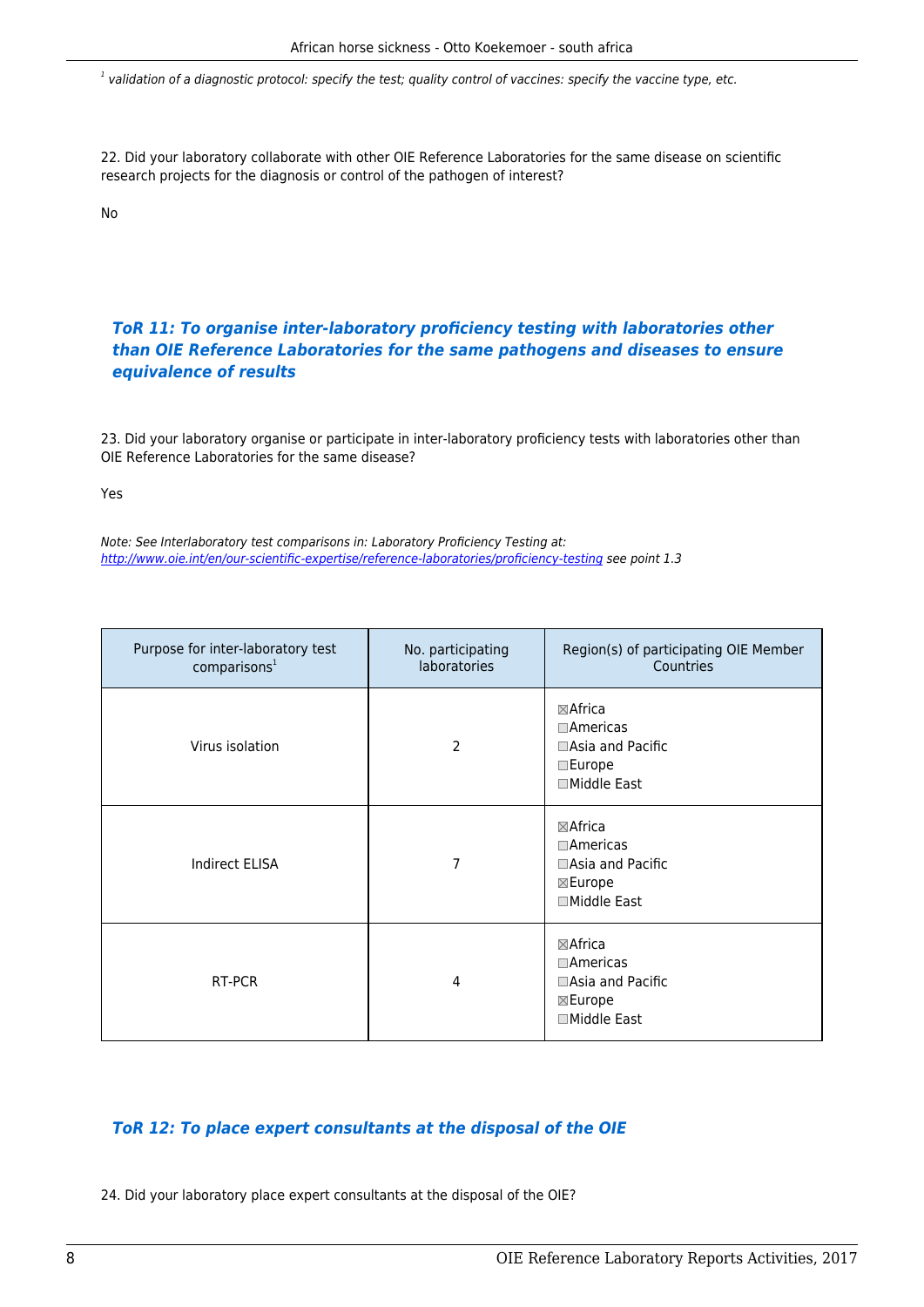[1] *validation of a diagnostic protocol: specify the test; quality control of vaccines: specify the vaccine type, etc.*

22. Did your laboratory collaborate with other OIE Reference Laboratories for the same disease on scientific research projects for the diagnosis or control of the pathogen of interest?

No

### *ToR 11: To organise inter-laboratory proficiency testing with laboratories other than OIE Reference Laboratories for the same pathogens and diseases to ensure equivalence of results*

23. Did your laboratory organise or participate in inter-laboratory proficiency tests with laboratories other than OIE Reference Laboratories for the same disease?

Yes

*Note: See Interlaboratory test comparisons in: Laboratory Proficiency Testing at: [http://www.oie.int/en/our-scientific-expertise/reference-laboratories/proficiency-testing](http://www.oie.int/en/our-scientific-expertise/reference-laboratories/proficiency-testing) see point 1.3*

| Purpose for inter-laboratory test comparisons[1] | No. participating laboratories | Region(s) of participating OIE Member Countries |
|---|---|---|
| Virus isolation | 2 | ☒Africa<br>☐Americas<br>☐Asia and Pacific<br>☐Europe<br>☐Middle East |
| Indirect ELISA | 7 | ☒Africa<br>☐Americas<br>☐Asia and Pacific<br>☒Europe<br>☐Middle East |
| RT-PCR | 4 | ☒Africa<br>☐Americas<br>☐Asia and Pacific<br>☒Europe<br>☐Middle East |

### *ToR 12: To place expert consultants at the disposal of the OIE*

24. Did your laboratory place expert consultants at the disposal of the OIE?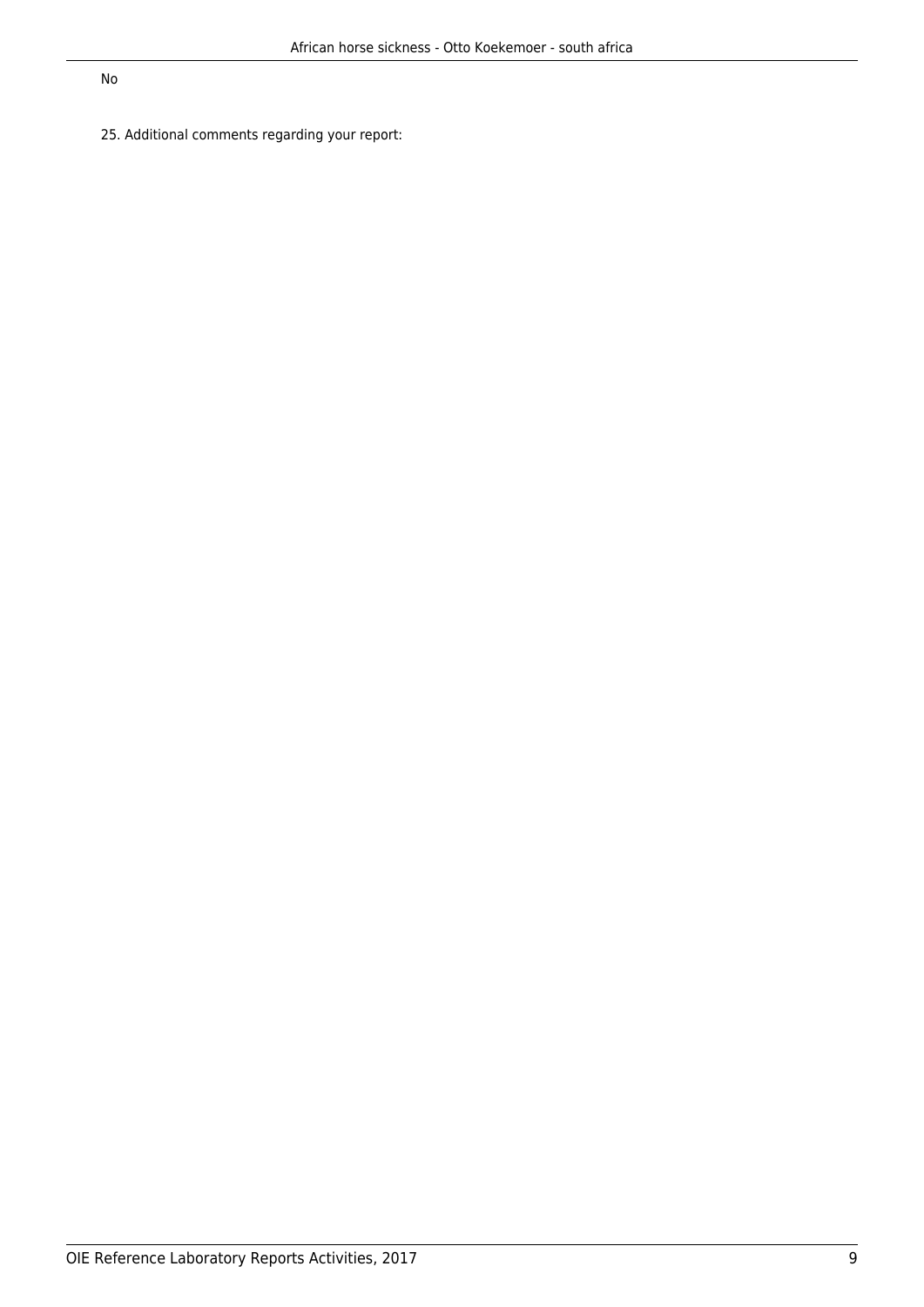No

25. Additional comments regarding your report: